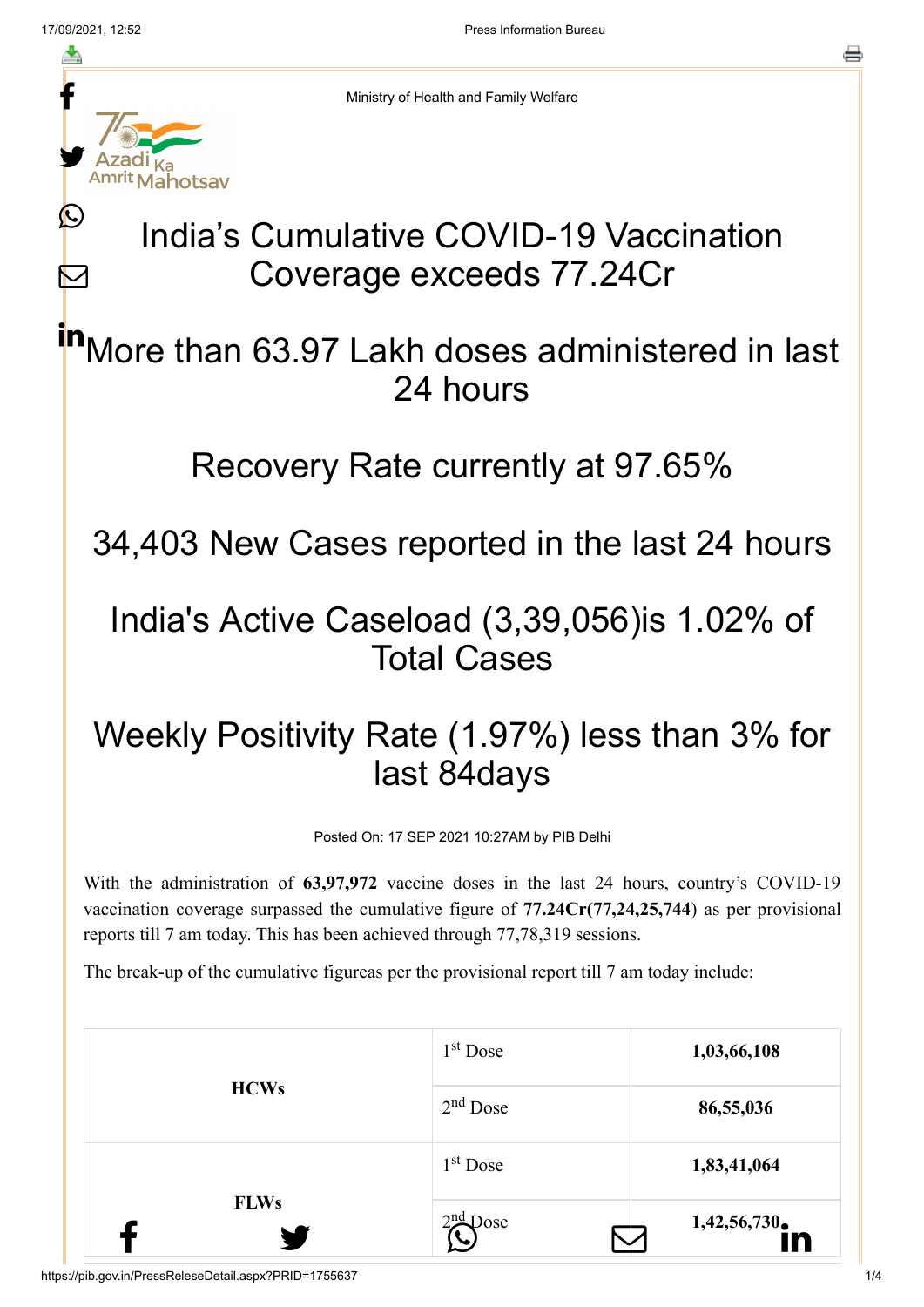Ministry of Health and Family Welfare

# India's Cumulative COVID-19 Vaccination Coverage exceeds 77.24Cr

## More than 63.97 Lakh doses administered in last 24 hours

## Recovery Rate currently at 97.65%

## 34,403 New Cases reported in the last 24 hours

## India's Active Caseload (3,39,056)is 1.02% of Total Cases

## Weekly Positivity Rate (1.97%) less than 3% for last 84days

Posted On: 17 SEP 2021 10:27AM by PIB Delhi

With the administration of **63,97,972** vaccine doses in the last 24 hours, country's COVID-19 vaccination coverage surpassed the cumulative figure of **77.24Cr(77,24,25,744)** as per provisional reports till 7 am today. This has been achieved through 77,78,319 sessions.

The break-up of the cumulative figureas per the provisional report till 7 am today include:

| | | |
|---|---|---|
| **HCWs** | 1st Dose | **1,03,66,108** |
| | 2nd Dose | **86,55,036** |
| **FLWs** | 1st Dose | **1,83,41,064** |
| | 2nd Dose | **1,42,56,730** |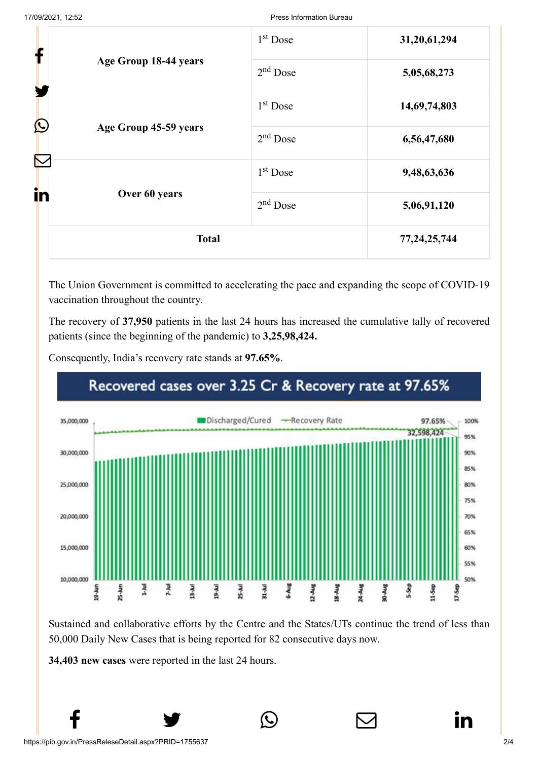| Age Group 18-44 years | 1st Dose | 31,20,61,294 |
|---|---|---|
| | 2nd Dose | 5,05,68,273 |
| Age Group 45-59 years | 1st Dose | 14,69,74,803 |
| | 2nd Dose | 6,56,47,680 |
| Over 60 years | 1st Dose | 9,48,63,636 |
| | 2nd Dose | 5,06,91,120 |
| **Total** | | **77,24,25,744** |

The Union Government is committed to accelerating the pace and expanding the scope of COVID-19 vaccination throughout the country.

The recovery of **37,950** patients in the last 24 hours has increased the cumulative tally of recovered patients (since the beginning of the pandemic) to **3,25,98,424.**

Consequently, India's recovery rate stands at **97.65%**.

Recovered cases over 3.25 Cr & Recovery rate at 97.65%

Sustained and collaborative efforts by the Centre and the States/UTs continue the trend of less than 50,000 Daily New Cases that is being reported for 82 consecutive days now.

**34,403 new cases** were reported in the last 24 hours.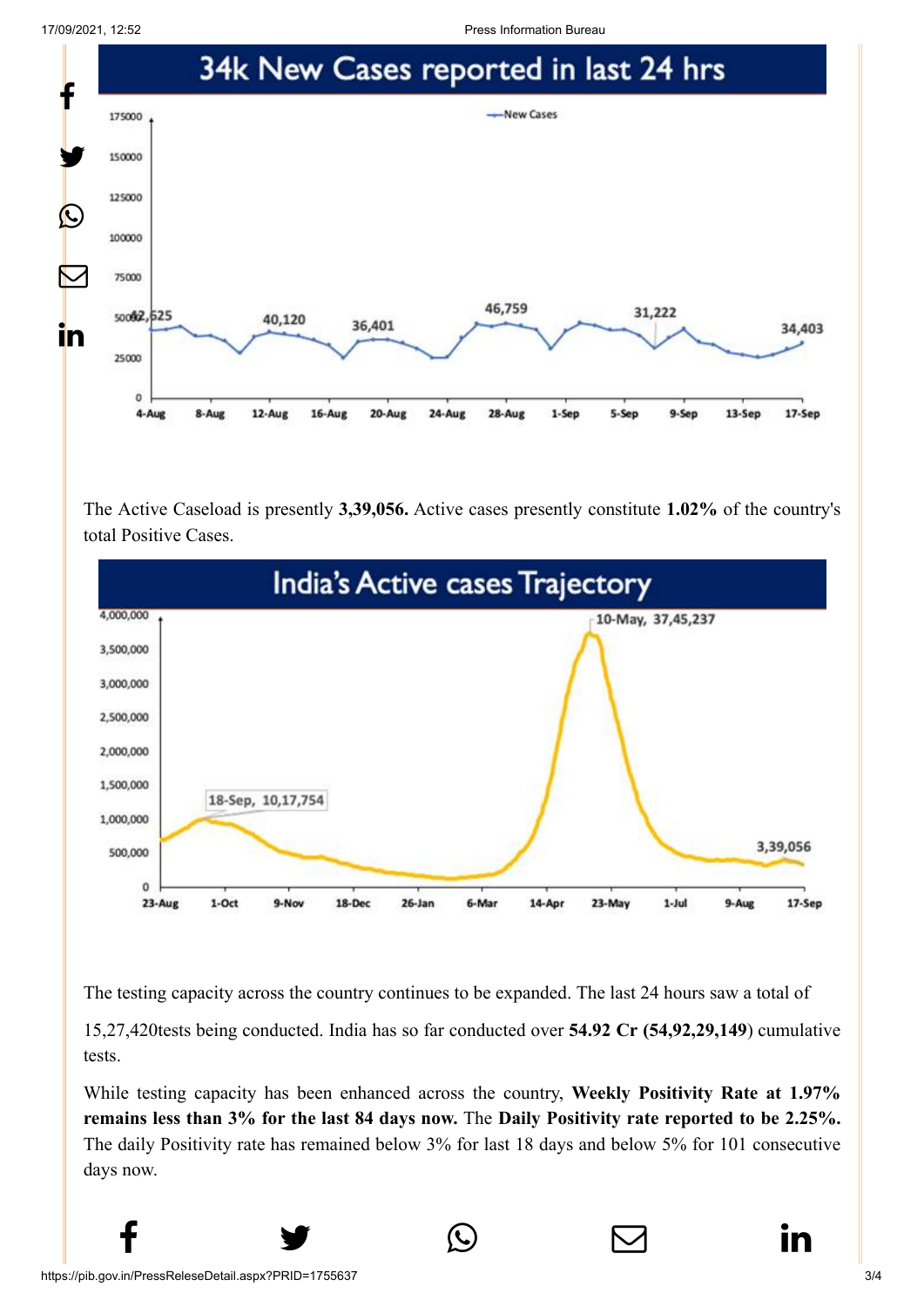## 34k New Cases reported in last 24 hrs

The Active Caseload is presently **3,39,056.** Active cases presently constitute **1.02%** of the country's total Positive Cases.

## India's Active cases Trajectory

The testing capacity across the country continues to be expanded. The last 24 hours saw a total of

15,27,420tests being conducted. India has so far conducted over **54.92 Cr (54,92,29,149**) cumulative tests.

While testing capacity has been enhanced across the country, **Weekly Positivity Rate at 1.97% remains less than 3% for the last 84 days now.** The **Daily Positivity rate reported to be 2.25%.** The daily Positivity rate has remained below 3% for last 18 days and below 5% for 101 consecutive days now.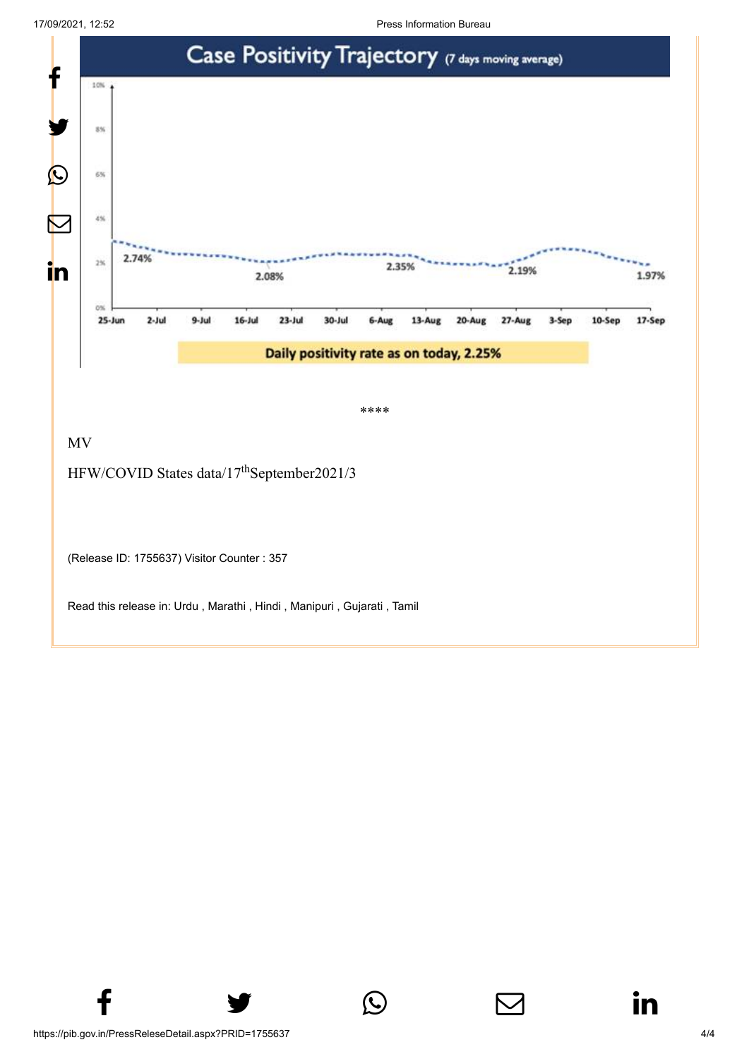## Case Positivity Trajectory (7 days moving average)

10%
8%
6%
4%
2%
0%

2.74%
2.08%
2.35%
2.19%
1.97%

25-Jun 2-Jul 9-Jul 16-Jul 23-Jul 30-Jul 6-Aug 13-Aug 20-Aug 27-Aug 3-Sep 10-Sep 17-Sep

**Daily positivity rate as on today, 2.25%**

****

MV

HFW/COVID States data/17thSeptember2021/3

(Release ID: 1755637) Visitor Counter : 357

Read this release in: Urdu , Marathi , Hindi , Manipuri , Gujarati , Tamil